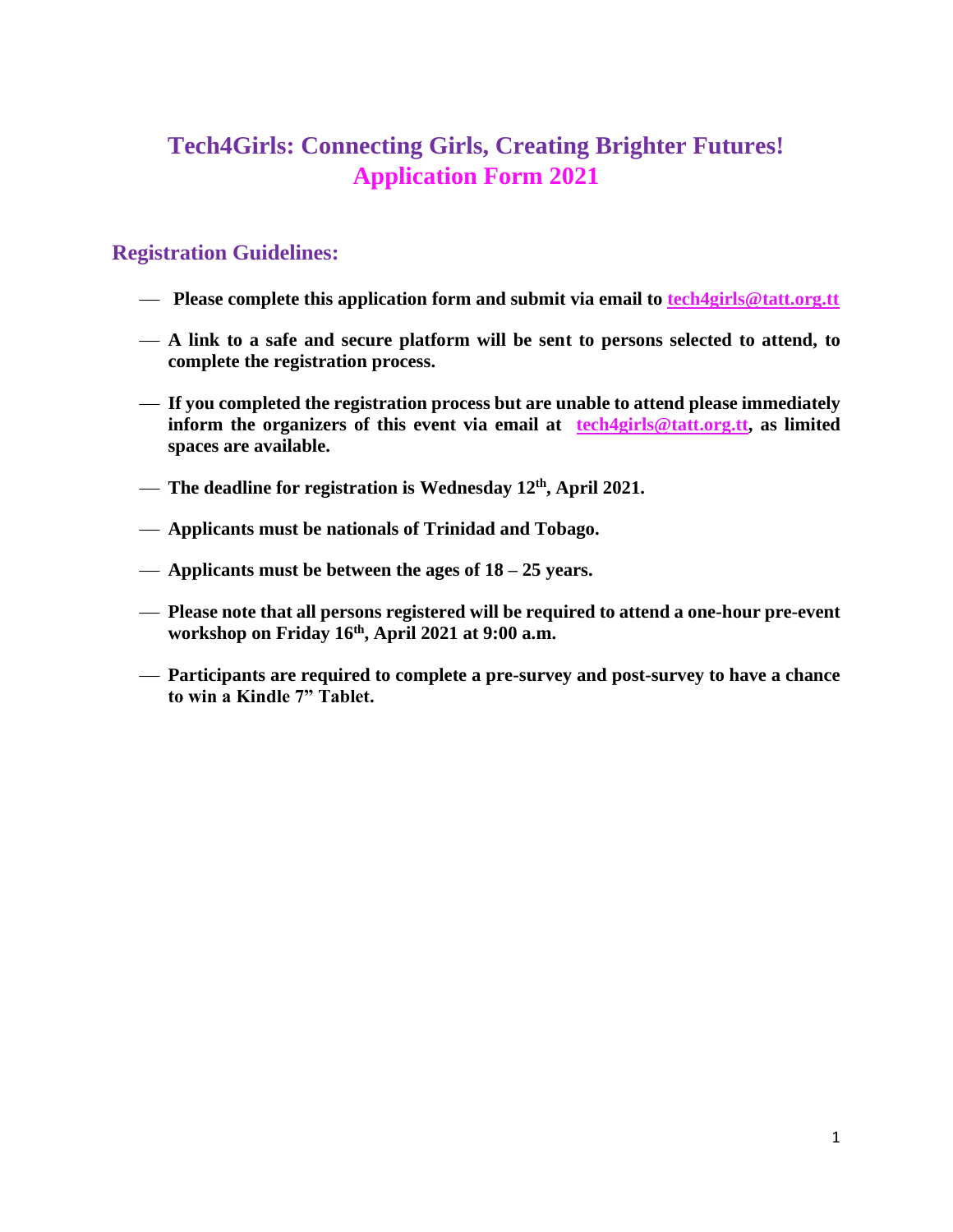# Tech4Girls: Connecting Girls, Creating Brighter Futures!
# Application Form 2021

## Registration Guidelines:

- **Please complete this application form and submit via email to tech4girls@tatt.org.tt**
- **A link to a safe and secure platform will be sent to persons selected to attend, to complete the registration process.**
- **If you completed the registration process but are unable to attend please immediately inform the organizers of this event via email at tech4girls@tatt.org.tt, as limited spaces are available.**
- **The deadline for registration is Wednesday 12th, April 2021.**
- **Applicants must be nationals of Trinidad and Tobago.**
- **Applicants must be between the ages of 18 – 25 years.**
- **Please note that all persons registered will be required to attend a one-hour pre-event workshop on Friday 16th, April 2021 at 9:00 a.m.**
- **Participants are required to complete a pre-survey and post-survey to have a chance to win a Kindle 7" Tablet.**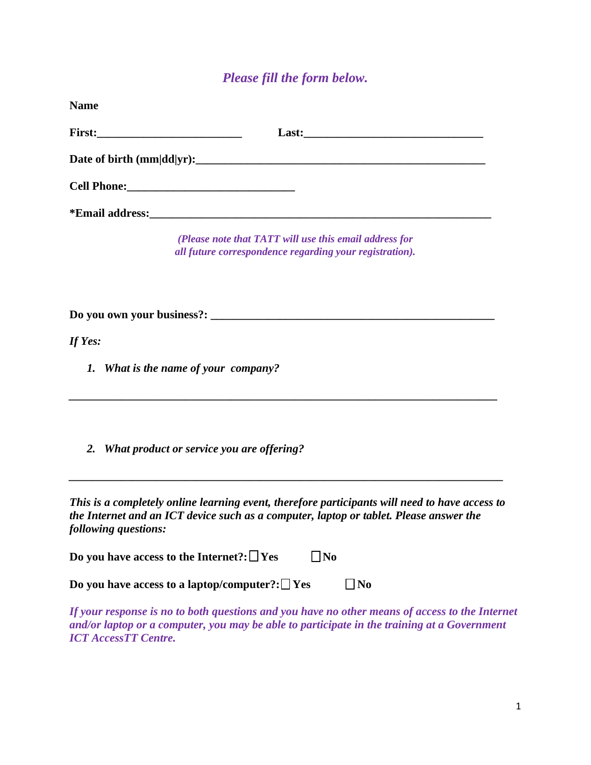*Please fill the form below.*

**Name**

**First:_________________________** **Last:______________________________**

**Date of birth (mm|dd|yr):___________________________________________________**

**Cell Phone:_____________________________**

**\*Email address:____________________________________________________________**

*(Please note that TATT will use this email address for all future correspondence regarding your registration).*

**Do you own your business?: __________________________________________________**

*If Yes:*

1. ***What is the name of your company?***

_____________________________________________________________________________

2. ***What product or service you are offering?***

_____________________________________________________________________________

***This is a completely online learning event, therefore participants will need to have access to the Internet and an ICT device such as a computer, laptop or tablet. Please answer the following questions:***

**Do you have access to the Internet?:** ☐ **Yes** ☐ **No**

**Do you have access to a laptop/computer?:** ☐ **Yes** ☐ **No**

***If your response is no to both questions and you have no other means of access to the Internet and/or laptop or a computer, you may be able to participate in the training at a Government ICT AccessTT Centre.***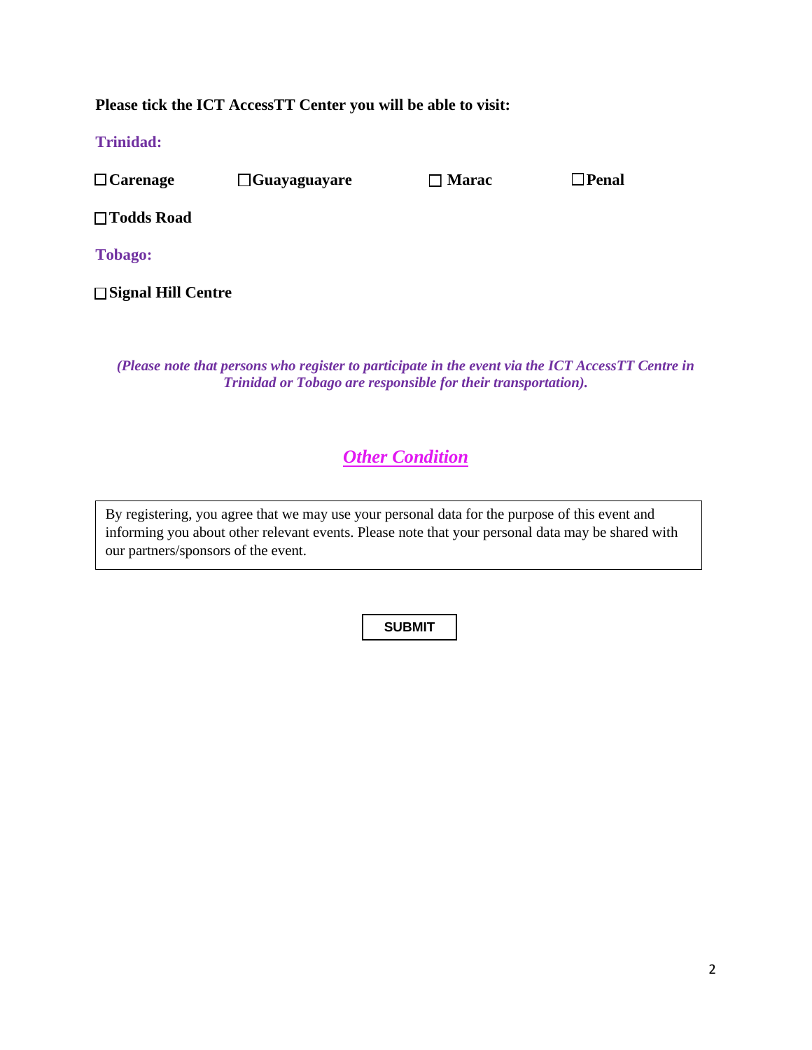**Please tick the ICT AccessTT Center you will be able to visit:**

**Trinidad:**

- ☐ **Carenage**
- ☐ **Guayaguayare**
- ☐ **Marac**
- ☐ **Penal**
- ☐ **Todds Road**

**Tobago:**

- ☐ **Signal Hill Centre**

***(Please note that persons who register to participate in the event via the ICT AccessTT Centre in Trinidad or Tobago are responsible for their transportation).***

## ***Other Condition***

| |
|---|
| By registering, you agree that we may use your personal data for the purpose of this event and informing you about other relevant events. Please note that your personal data may be shared with our partners/sponsors of the event. |

**SUBMIT**